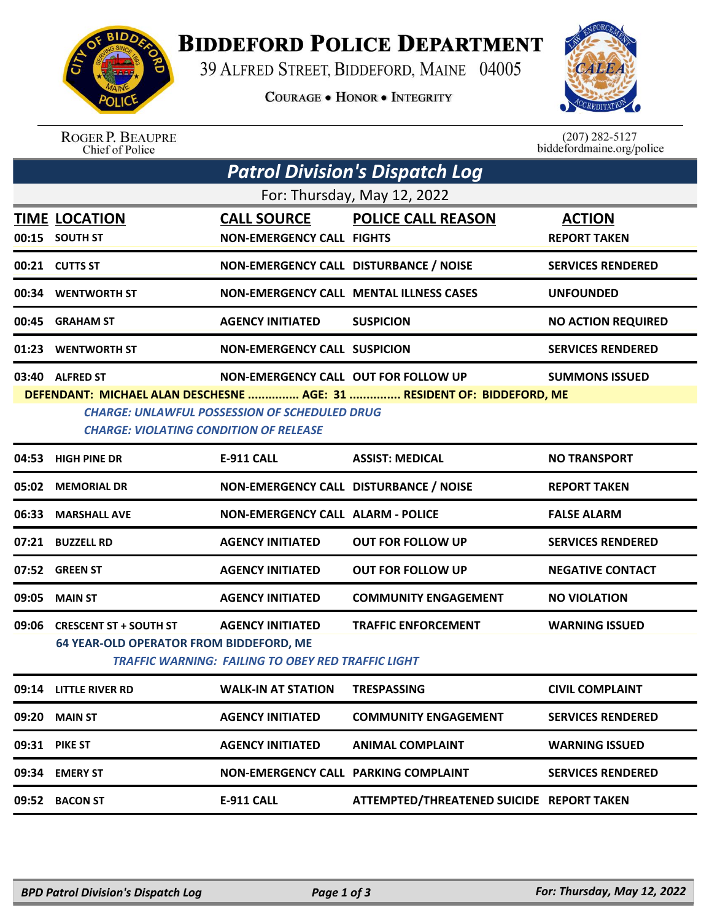# BIDDEFORD POLICE DEPARTMENT

39 ALFRED STREET, BIDDEFORD, MAINE 04005

COURAGE • HONOR • INTEGRITY

ROGER P. BEAUPRE
Chief of Police

(207) 282-5127
biddefordmaine.org/police

## Patrol Division's Dispatch Log

For: Thursday, May 12, 2022

| TIME | LOCATION | CALL SOURCE | POLICE CALL REASON | ACTION |
|---|---|---|---|---|
| 00:15 | SOUTH ST | NON-EMERGENCY CALL | FIGHTS | REPORT TAKEN |
| 00:21 | CUTTS ST | NON-EMERGENCY CALL | DISTURBANCE / NOISE | SERVICES RENDERED |
| 00:34 | WENTWORTH ST | NON-EMERGENCY CALL | MENTAL ILLNESS CASES | UNFOUNDED |
| 00:45 | GRAHAM ST | AGENCY INITIATED | SUSPICION | NO ACTION REQUIRED |
| 01:23 | WENTWORTH ST | NON-EMERGENCY CALL | SUSPICION | SERVICES RENDERED |
| 03:40 | ALFRED ST | NON-EMERGENCY CALL | OUT FOR FOLLOW UP | SUMMONS ISSUED |

**DEFENDANT: MICHAEL ALAN DESCHESNE ............... AGE: 31 ............... RESIDENT OF: BIDDEFORD, ME**

*CHARGE: UNLAWFUL POSSESSION OF SCHEDULED DRUG*
*CHARGE: VIOLATING CONDITION OF RELEASE*

| TIME | LOCATION | CALL SOURCE | POLICE CALL REASON | ACTION |
|---|---|---|---|---|
| 04:53 | HIGH PINE DR | E-911 CALL | ASSIST: MEDICAL | NO TRANSPORT |
| 05:02 | MEMORIAL DR | NON-EMERGENCY CALL | DISTURBANCE / NOISE | REPORT TAKEN |
| 06:33 | MARSHALL AVE | NON-EMERGENCY CALL | ALARM - POLICE | FALSE ALARM |
| 07:21 | BUZZELL RD | AGENCY INITIATED | OUT FOR FOLLOW UP | SERVICES RENDERED |
| 07:52 | GREEN ST | AGENCY INITIATED | OUT FOR FOLLOW UP | NEGATIVE CONTACT |
| 09:05 | MAIN ST | AGENCY INITIATED | COMMUNITY ENGAGEMENT | NO VIOLATION |
| 09:06 | CRESCENT ST + SOUTH ST | AGENCY INITIATED | TRAFFIC ENFORCEMENT | WARNING ISSUED |

**64 YEAR-OLD OPERATOR FROM BIDDEFORD, ME**

*TRAFFIC WARNING: FAILING TO OBEY RED TRAFFIC LIGHT*

| TIME | LOCATION | CALL SOURCE | POLICE CALL REASON | ACTION |
|---|---|---|---|---|
| 09:14 | LITTLE RIVER RD | WALK-IN AT STATION | TRESPASSING | CIVIL COMPLAINT |
| 09:20 | MAIN ST | AGENCY INITIATED | COMMUNITY ENGAGEMENT | SERVICES RENDERED |
| 09:31 | PIKE ST | AGENCY INITIATED | ANIMAL COMPLAINT | WARNING ISSUED |
| 09:34 | EMERY ST | NON-EMERGENCY CALL | PARKING COMPLAINT | SERVICES RENDERED |
| 09:52 | BACON ST | E-911 CALL | ATTEMPTED/THREATENED SUICIDE | REPORT TAKEN |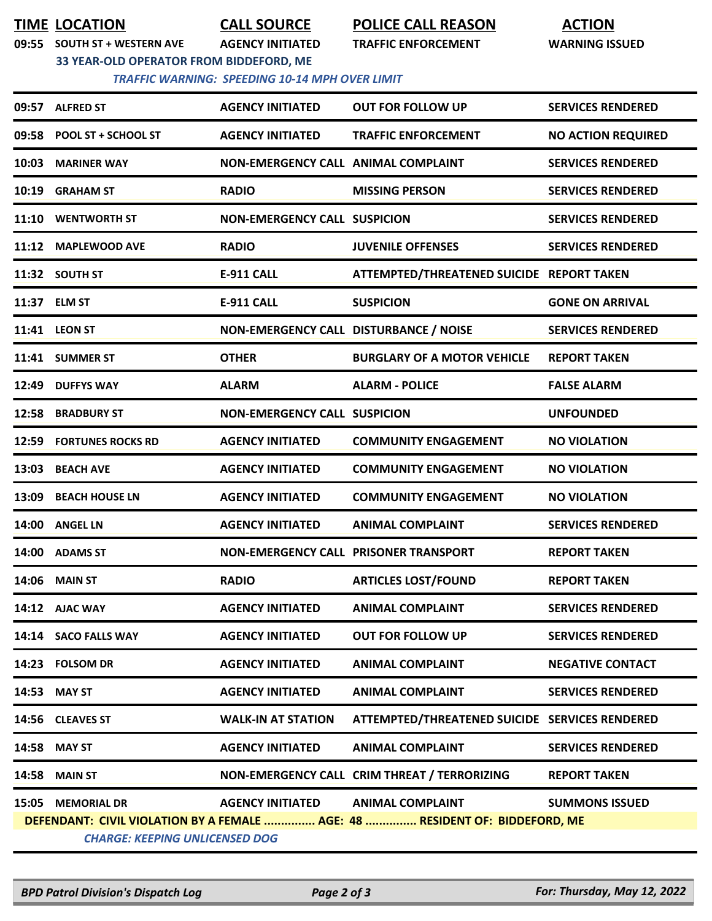| TIME | LOCATION | CALL SOURCE | POLICE CALL REASON | ACTION |
|---|---|---|---|---|
| 09:55 | SOUTH ST + WESTERN AVE | AGENCY INITIATED | TRAFFIC ENFORCEMENT | WARNING ISSUED |
| | 33 YEAR-OLD OPERATOR FROM BIDDEFORD, ME | | | |
| | *TRAFFIC WARNING: SPEEDING 10-14 MPH OVER LIMIT* | | | |
| 09:57 | ALFRED ST | AGENCY INITIATED | OUT FOR FOLLOW UP | SERVICES RENDERED |
| 09:58 | POOL ST + SCHOOL ST | AGENCY INITIATED | TRAFFIC ENFORCEMENT | NO ACTION REQUIRED |
| 10:03 | MARINER WAY | NON-EMERGENCY CALL | ANIMAL COMPLAINT | SERVICES RENDERED |
| 10:19 | GRAHAM ST | RADIO | MISSING PERSON | SERVICES RENDERED |
| 11:10 | WENTWORTH ST | NON-EMERGENCY CALL | SUSPICION | SERVICES RENDERED |
| 11:12 | MAPLEWOOD AVE | RADIO | JUVENILE OFFENSES | SERVICES RENDERED |
| 11:32 | SOUTH ST | E-911 CALL | ATTEMPTED/THREATENED SUICIDE | REPORT TAKEN |
| 11:37 | ELM ST | E-911 CALL | SUSPICION | GONE ON ARRIVAL |
| 11:41 | LEON ST | NON-EMERGENCY CALL | DISTURBANCE / NOISE | SERVICES RENDERED |
| 11:41 | SUMMER ST | OTHER | BURGLARY OF A MOTOR VEHICLE | REPORT TAKEN |
| 12:49 | DUFFYS WAY | ALARM | ALARM - POLICE | FALSE ALARM |
| 12:58 | BRADBURY ST | NON-EMERGENCY CALL | SUSPICION | UNFOUNDED |
| 12:59 | FORTUNES ROCKS RD | AGENCY INITIATED | COMMUNITY ENGAGEMENT | NO VIOLATION |
| 13:03 | BEACH AVE | AGENCY INITIATED | COMMUNITY ENGAGEMENT | NO VIOLATION |
| 13:09 | BEACH HOUSE LN | AGENCY INITIATED | COMMUNITY ENGAGEMENT | NO VIOLATION |
| 14:00 | ANGEL LN | AGENCY INITIATED | ANIMAL COMPLAINT | SERVICES RENDERED |
| 14:00 | ADAMS ST | NON-EMERGENCY CALL | PRISONER TRANSPORT | REPORT TAKEN |
| 14:06 | MAIN ST | RADIO | ARTICLES LOST/FOUND | REPORT TAKEN |
| 14:12 | AJAC WAY | AGENCY INITIATED | ANIMAL COMPLAINT | SERVICES RENDERED |
| 14:14 | SACO FALLS WAY | AGENCY INITIATED | OUT FOR FOLLOW UP | SERVICES RENDERED |
| 14:23 | FOLSOM DR | AGENCY INITIATED | ANIMAL COMPLAINT | NEGATIVE CONTACT |
| 14:53 | MAY ST | AGENCY INITIATED | ANIMAL COMPLAINT | SERVICES RENDERED |
| 14:56 | CLEAVES ST | WALK-IN AT STATION | ATTEMPTED/THREATENED SUICIDE | SERVICES RENDERED |
| 14:58 | MAY ST | AGENCY INITIATED | ANIMAL COMPLAINT | SERVICES RENDERED |
| 14:58 | MAIN ST | NON-EMERGENCY CALL | CRIM THREAT / TERRORIZING | REPORT TAKEN |
| 15:05 | MEMORIAL DR | AGENCY INITIATED | ANIMAL COMPLAINT | SUMMONS ISSUED |
| | DEFENDANT: CIVIL VIOLATION BY A FEMALE ............... AGE: 48 ............... RESIDENT OF: BIDDEFORD, ME | | | |
| | *CHARGE: KEEPING UNLICENSED DOG* | | | |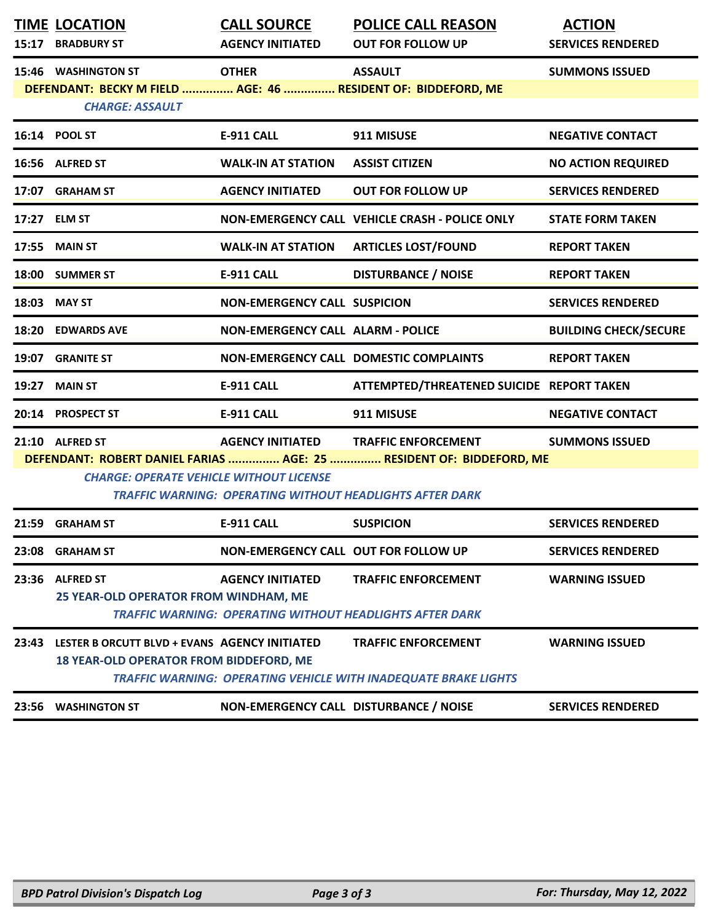| TIME | LOCATION | CALL SOURCE | POLICE CALL REASON | ACTION |
|---|---|---|---|---|
| 15:17 | BRADBURY ST | AGENCY INITIATED | OUT FOR FOLLOW UP | SERVICES RENDERED |
| 15:46 | WASHINGTON ST | OTHER | ASSAULT | SUMMONS ISSUED |
| | DEFENDANT: BECKY M FIELD ............... AGE: 46 ............... RESIDENT OF: BIDDEFORD, ME | | | |
| | *CHARGE: ASSAULT* | | | |
| 16:14 | POOL ST | E-911 CALL | 911 MISUSE | NEGATIVE CONTACT |
| 16:56 | ALFRED ST | WALK-IN AT STATION | ASSIST CITIZEN | NO ACTION REQUIRED |
| 17:07 | GRAHAM ST | AGENCY INITIATED | OUT FOR FOLLOW UP | SERVICES RENDERED |
| 17:27 | ELM ST | NON-EMERGENCY CALL | VEHICLE CRASH - POLICE ONLY | STATE FORM TAKEN |
| 17:55 | MAIN ST | WALK-IN AT STATION | ARTICLES LOST/FOUND | REPORT TAKEN |
| 18:00 | SUMMER ST | E-911 CALL | DISTURBANCE / NOISE | REPORT TAKEN |
| 18:03 | MAY ST | NON-EMERGENCY CALL | SUSPICION | SERVICES RENDERED |
| 18:20 | EDWARDS AVE | NON-EMERGENCY CALL | ALARM - POLICE | BUILDING CHECK/SECURE |
| 19:07 | GRANITE ST | NON-EMERGENCY CALL | DOMESTIC COMPLAINTS | REPORT TAKEN |
| 19:27 | MAIN ST | E-911 CALL | ATTEMPTED/THREATENED SUICIDE | REPORT TAKEN |
| 20:14 | PROSPECT ST | E-911 CALL | 911 MISUSE | NEGATIVE CONTACT |
| 21:10 | ALFRED ST | AGENCY INITIATED | TRAFFIC ENFORCEMENT | SUMMONS ISSUED |
| | DEFENDANT: ROBERT DANIEL FARIAS ............... AGE: 25 ............... RESIDENT OF: BIDDEFORD, ME | | | |
| | *CHARGE: OPERATE VEHICLE WITHOUT LICENSE* | | | |
| | *TRAFFIC WARNING: OPERATING WITHOUT HEADLIGHTS AFTER DARK* | | | |
| 21:59 | GRAHAM ST | E-911 CALL | SUSPICION | SERVICES RENDERED |
| 23:08 | GRAHAM ST | NON-EMERGENCY CALL | OUT FOR FOLLOW UP | SERVICES RENDERED |
| 23:36 | ALFRED ST | AGENCY INITIATED | TRAFFIC ENFORCEMENT | WARNING ISSUED |
| | 25 YEAR-OLD OPERATOR FROM WINDHAM, ME | | | |
| | *TRAFFIC WARNING: OPERATING WITHOUT HEADLIGHTS AFTER DARK* | | | |
| 23:43 | LESTER B ORCUTT BLVD + EVANS | AGENCY INITIATED | TRAFFIC ENFORCEMENT | WARNING ISSUED |
| | 18 YEAR-OLD OPERATOR FROM BIDDEFORD, ME | | | |
| | *TRAFFIC WARNING: OPERATING VEHICLE WITH INADEQUATE BRAKE LIGHTS* | | | |
| 23:56 | WASHINGTON ST | NON-EMERGENCY CALL | DISTURBANCE / NOISE | SERVICES RENDERED |